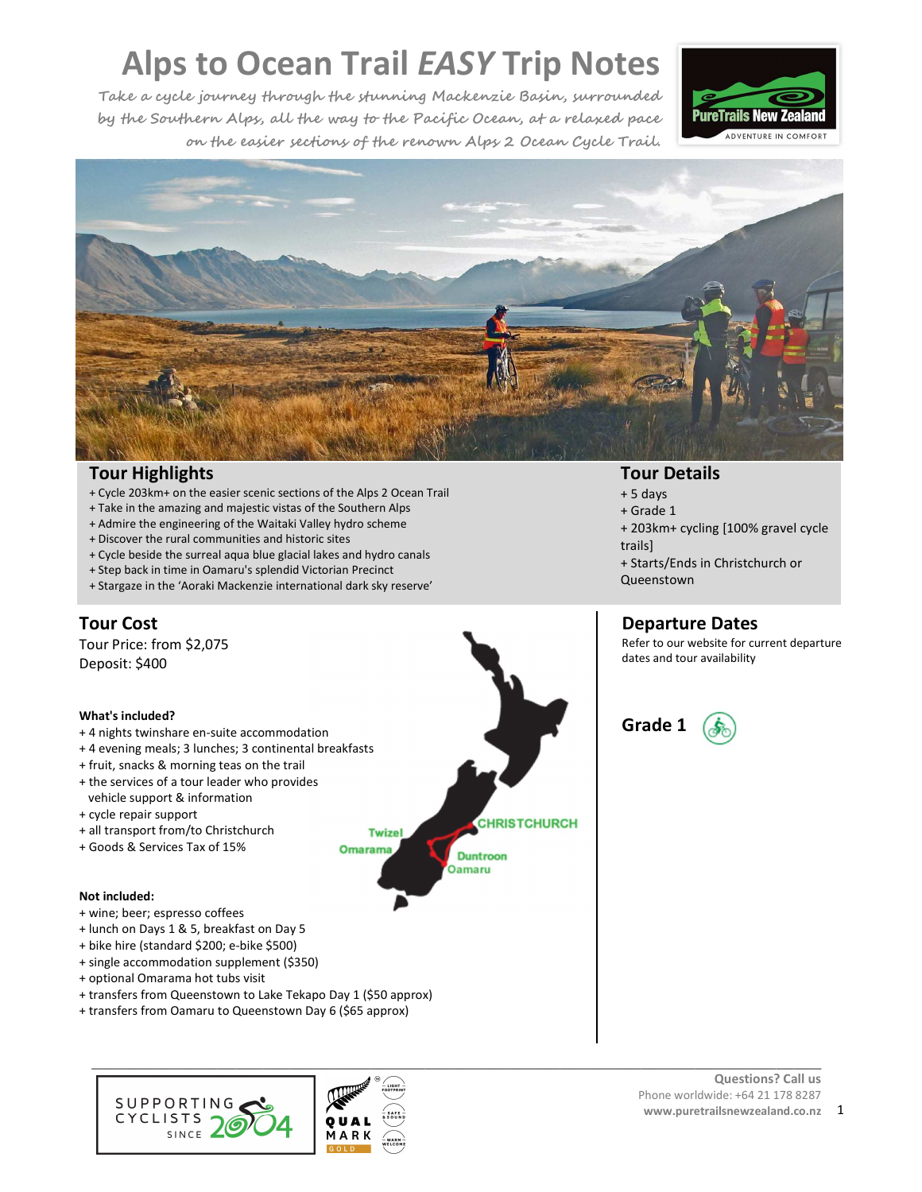# Alps to Ocean Trail *EASY* Trip Notes

*Take a cycle journey through the stunning Mackenzie Basin, surrounded by the Southern Alps, all the way to the Pacific Ocean, at a relaxed pace on the easier sections of the renown Alps 2 Ocean Cycle Trail.*

PureTrails New Zealand
ADVENTURE IN COMFORT

## Tour Highlights

+ Cycle 203km+ on the easier scenic sections of the Alps 2 Ocean Trail
+ Take in the amazing and majestic vistas of the Southern Alps
+ Admire the engineering of the Waitaki Valley hydro scheme
+ Discover the rural communities and historic sites
+ Cycle beside the surreal aqua blue glacial lakes and hydro canals
+ Step back in time in Oamaru's splendid Victorian Precinct
+ Stargaze in the 'Aoraki Mackenzie international dark sky reserve'

## Tour Details

+ 5 days
+ Grade 1
+ 203km+ cycling [100% gravel cycle trails]
+ Starts/Ends in Christchurch or Queenstown

## Tour Cost

Tour Price: from $2,075
Deposit: $400

**What's included?**

+ 4 nights twinshare en-suite accommodation
+ 4 evening meals; 3 lunches; 3 continental breakfasts
+ fruit, snacks & morning teas on the trail
+ the services of a tour leader who provides vehicle support & information
+ cycle repair support
+ all transport from/to Christchurch
+ Goods & Services Tax of 15%

**Not included:**

+ wine; beer; espresso coffees
+ lunch on Days 1 & 5, breakfast on Day 5
+ bike hire (standard $200; e-bike $500)
+ single accommodation supplement ($350)
+ optional Omarama hot tubs visit
+ transfers from Queenstown to Lake Tekapo Day 1 ($50 approx)
+ transfers from Oamaru to Queenstown Day 6 ($65 approx)

Twizel, Omarama, CHRISTCHURCH, Duntroon, Oamaru

## Departure Dates

Refer to our website for current departure dates and tour availability

## Grade 1

SUPPORTING CYCLISTS SINCE 2004

QUALMARK GOLD

**Questions? Call us**
Phone worldwide: +64 21 178 8287
**www.puretrailsnewzealand.co.nz**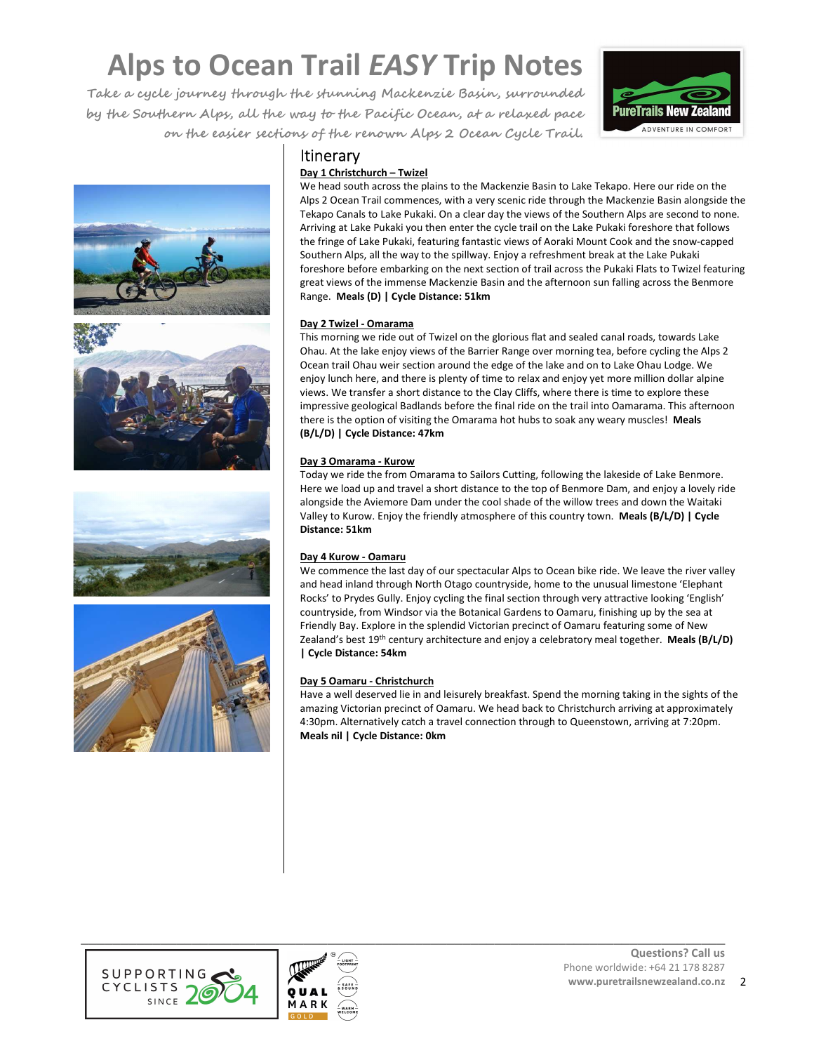# Alps to Ocean Trail *EASY* Trip Notes

Take a cycle journey through the stunning Mackenzie Basin, surrounded by the Southern Alps, all the way to the Pacific Ocean, at a relaxed pace on the easier sections of the renown Alps 2 Ocean Cycle Trail.

## Itinerary

**Day 1 Christchurch – Twizel**

We head south across the plains to the Mackenzie Basin to Lake Tekapo. Here our ride on the Alps 2 Ocean Trail commences, with a very scenic ride through the Mackenzie Basin alongside the Tekapo Canals to Lake Pukaki. On a clear day the views of the Southern Alps are second to none. Arriving at Lake Pukaki you then enter the cycle trail on the Lake Pukaki foreshore that follows the fringe of Lake Pukaki, featuring fantastic views of Aoraki Mount Cook and the snow-capped Southern Alps, all the way to the spillway. Enjoy a refreshment break at the Lake Pukaki foreshore before embarking on the next section of trail across the Pukaki Flats to Twizel featuring great views of the immense Mackenzie Basin and the afternoon sun falling across the Benmore Range. **Meals (D) | Cycle Distance: 51km**

**Day 2 Twizel - Omarama**

This morning we ride out of Twizel on the glorious flat and sealed canal roads, towards Lake Ohau. At the lake enjoy views of the Barrier Range over morning tea, before cycling the Alps 2 Ocean trail Ohau weir section around the edge of the lake and on to Lake Ohau Lodge. We enjoy lunch here, and there is plenty of time to relax and enjoy yet more million dollar alpine views. We transfer a short distance to the Clay Cliffs, where there is time to explore these impressive geological Badlands before the final ride on the trail into Oamarama. This afternoon there is the option of visiting the Omarama hot hubs to soak any weary muscles! **Meals (B/L/D) | Cycle Distance: 47km**

**Day 3 Omarama - Kurow**

Today we ride the from Omarama to Sailors Cutting, following the lakeside of Lake Benmore. Here we load up and travel a short distance to the top of Benmore Dam, and enjoy a lovely ride alongside the Aviemore Dam under the cool shade of the willow trees and down the Waitaki Valley to Kurow. Enjoy the friendly atmosphere of this country town. **Meals (B/L/D) | Cycle Distance: 51km**

**Day 4 Kurow - Oamaru**

We commence the last day of our spectacular Alps to Ocean bike ride. We leave the river valley and head inland through North Otago countryside, home to the unusual limestone 'Elephant Rocks' to Prydes Gully. Enjoy cycling the final section through very attractive looking 'English' countryside, from Windsor via the Botanical Gardens to Oamaru, finishing up by the sea at Friendly Bay. Explore in the splendid Victorian precinct of Oamaru featuring some of New Zealand's best 19th century architecture and enjoy a celebratory meal together. **Meals (B/L/D) | Cycle Distance: 54km**

**Day 5 Oamaru - Christchurch**

Have a well deserved lie in and leisurely breakfast. Spend the morning taking in the sights of the amazing Victorian precinct of Oamaru. We head back to Christchurch arriving at approximately 4:30pm. Alternatively catch a travel connection through to Queenstown, arriving at 7:20pm. **Meals nil | Cycle Distance: 0km**

**Questions? Call us**
Phone worldwide: +64 21 178 8287
**www.puretrailsnewzealand.co.nz**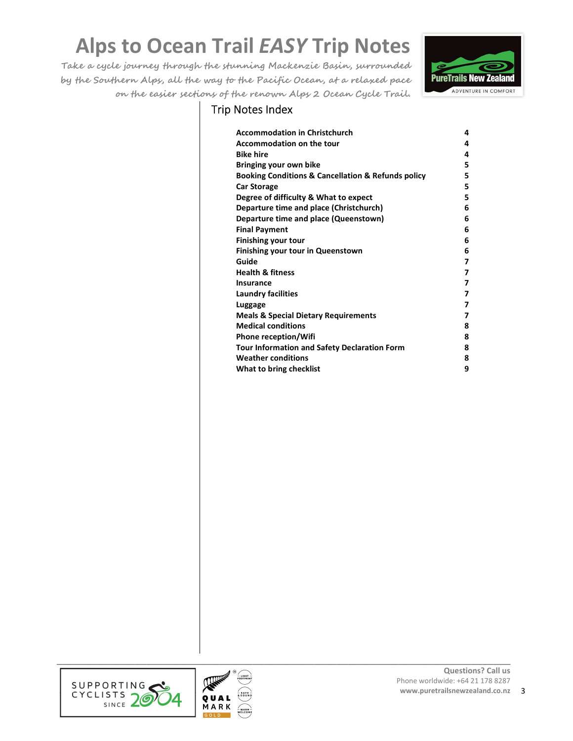# Alps to Ocean Trail *EASY* Trip Notes

*Take a cycle journey through the stunning Mackenzie Basin, surrounded by the Southern Alps, all the way to the Pacific Ocean, at a relaxed pace on the easier sections of the renown Alps 2 Ocean Cycle Trail.*

## Trip Notes Index

| | |
|---|---|
| **Accommodation in Christchurch** | **4** |
| **Accommodation on the tour** | **4** |
| **Bike hire** | **4** |
| **Bringing your own bike** | **5** |
| **Booking Conditions & Cancellation & Refunds policy** | **5** |
| **Car Storage** | **5** |
| **Degree of difficulty & What to expect** | **5** |
| **Departure time and place (Christchurch)** | **6** |
| **Departure time and place (Queenstown)** | **6** |
| **Final Payment** | **6** |
| **Finishing your tour** | **6** |
| **Finishing your tour in Queenstown** | **6** |
| **Guide** | **7** |
| **Health & fitness** | **7** |
| **Insurance** | **7** |
| **Laundry facilities** | **7** |
| **Luggage** | **7** |
| **Meals & Special Dietary Requirements** | **7** |
| **Medical conditions** | **8** |
| **Phone reception/Wifi** | **8** |
| **Tour Information and Safety Declaration Form** | **8** |
| **Weather conditions** | **8** |
| **What to bring checklist** | **9** |

Questions? Call us
Phone worldwide: +64 21 178 8287
www.puretrailsnewzealand.co.nz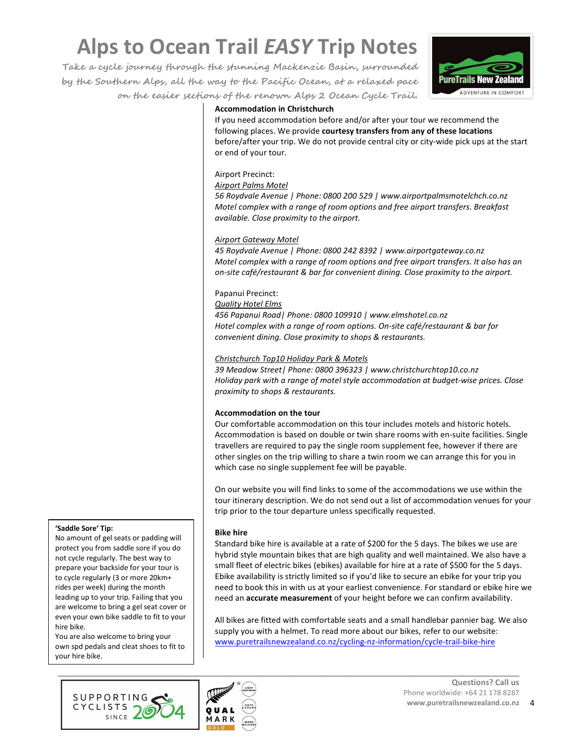# Alps to Ocean Trail *EASY* Trip Notes

Take a cycle journey through the stunning Mackenzie Basin, surrounded by the Southern Alps, all the way to the Pacific Ocean, at a relaxed pace on the easier sections of the renown Alps 2 Ocean Cycle Trail.

**Accommodation in Christchurch**

If you need accommodation before and/or after your tour we recommend the following places. We provide **courtesy transfers from any of these locations** before/after your trip. We do not provide central city or city-wide pick ups at the start or end of your tour.

Airport Precinct:

*Airport Palms Motel*
*56 Roydvale Avenue | Phone: 0800 200 529 | www.airportpalmsmotelchch.co.nz*
*Motel complex with a range of room options and free airport transfers. Breakfast available. Close proximity to the airport.*

*Airport Gateway Motel*
*45 Roydvale Avenue | Phone: 0800 242 8392 | www.airportgateway.co.nz*
*Motel complex with a range of room options and free airport transfers. It also has an on-site café/restaurant & bar for convenient dining. Close proximity to the airport.*

Papanui Precinct:

*Quality Hotel Elms*
*456 Papanui Road| Phone: 0800 109910 | www.elmshotel.co.nz*
*Hotel complex with a range of room options. On-site café/restaurant & bar for convenient dining. Close proximity to shops & restaurants.*

*Christchurch Top10 Holiday Park & Motels*
*39 Meadow Street| Phone: 0800 396323 | www.christchurchtop10.co.nz*
*Holiday park with a range of motel style accommodation at budget-wise prices. Close proximity to shops & restaurants.*

**Accommodation on the tour**

Our comfortable accommodation on this tour includes motels and historic hotels. Accommodation is based on double or twin share rooms with en-suite facilities. Single travellers are required to pay the single room supplement fee, however if there are other singles on the trip willing to share a twin room we can arrange this for you in which case no single supplement fee will be payable.

On our website you will find links to some of the accommodations we use within the tour itinerary description. We do not send out a list of accommodation venues for your trip prior to the tour departure unless specifically requested.

**Bike hire**

Standard bike hire is available at a rate of $200 for the 5 days. The bikes we use are hybrid style mountain bikes that are high quality and well maintained. We also have a small fleet of electric bikes (ebikes) available for hire at a rate of $500 for the 5 days. Ebike availability is strictly limited so if you'd like to secure an ebike for your trip you need to book this in with us at your earliest convenience. For standard or ebike hire we need an **accurate measurement** of your height before we can confirm availability.

All bikes are fitted with comfortable seats and a small handlebar pannier bag. We also supply you with a helmet. To read more about our bikes, refer to our website: www.puretrailsnewzealand.co.nz/cycling-nz-information/cycle-trail-bike-hire

**'Saddle Sore' Tip:**
No amount of gel seats or padding will protect you from saddle sore if you do not cycle regularly. The best way to prepare your backside for your tour is to cycle regularly (3 or more 20km+ rides per week) during the month leading up to your trip. Failing that you are welcome to bring a gel seat cover or even your own bike saddle to fit to your hire bike.
You are also welcome to bring your own spd pedals and cleat shoes to fit to your hire bike.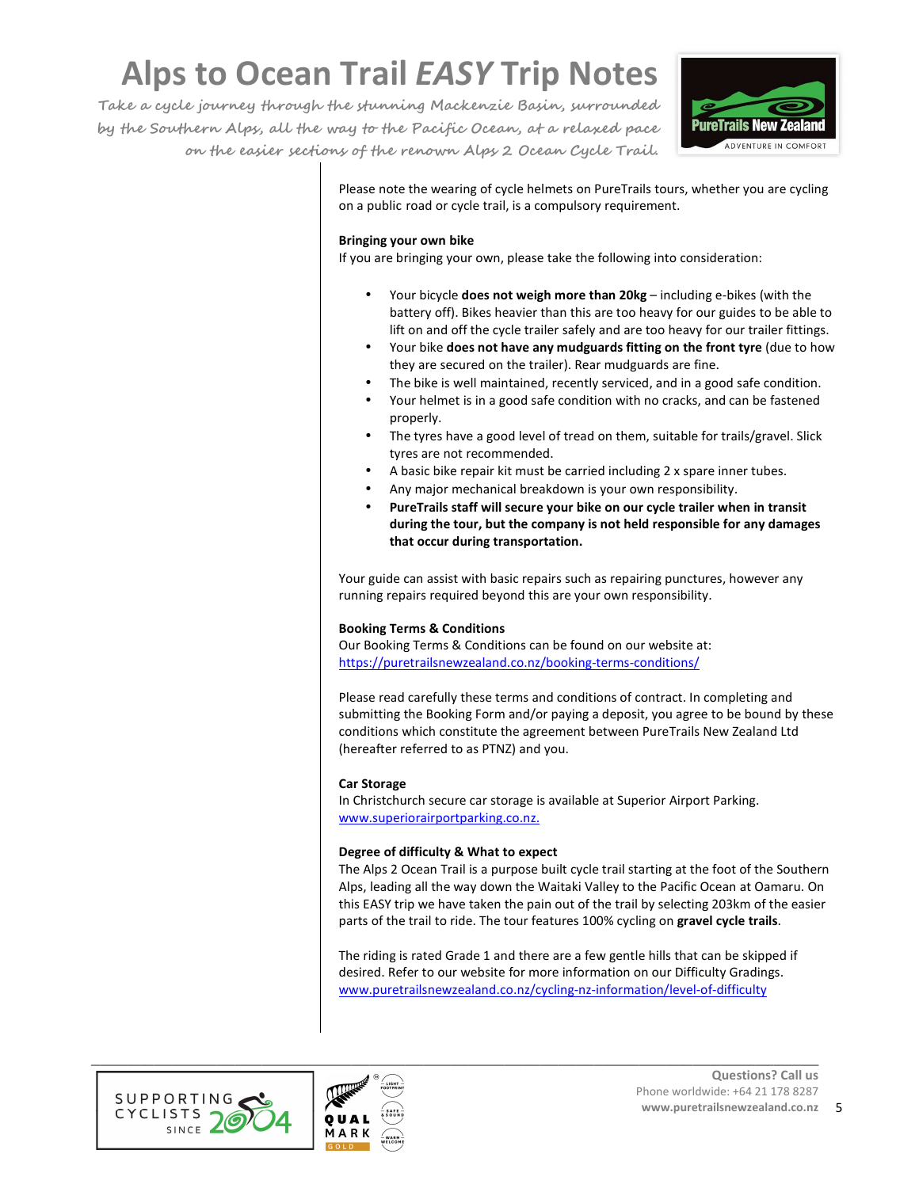Please note the wearing of cycle helmets on PureTrails tours, whether you are cycling on a public road or cycle trail, is a compulsory requirement.

**Bringing your own bike**

If you are bringing your own, please take the following into consideration:

- Your bicycle **does not weigh more than 20kg** – including e-bikes (with the battery off). Bikes heavier than this are too heavy for our guides to be able to lift on and off the cycle trailer safely and are too heavy for our trailer fittings.
- Your bike **does not have any mudguards fitting on the front tyre** (due to how they are secured on the trailer). Rear mudguards are fine.
- The bike is well maintained, recently serviced, and in a good safe condition.
- Your helmet is in a good safe condition with no cracks, and can be fastened properly.
- The tyres have a good level of tread on them, suitable for trails/gravel. Slick tyres are not recommended.
- A basic bike repair kit must be carried including 2 x spare inner tubes.
- Any major mechanical breakdown is your own responsibility.
- **PureTrails staff will secure your bike on our cycle trailer when in transit during the tour, but the company is not held responsible for any damages that occur during transportation.**

Your guide can assist with basic repairs such as repairing punctures, however any running repairs required beyond this are your own responsibility.

**Booking Terms & Conditions**

Our Booking Terms & Conditions can be found on our website at: https://puretrailsnewzealand.co.nz/booking-terms-conditions/

Please read carefully these terms and conditions of contract. In completing and submitting the Booking Form and/or paying a deposit, you agree to be bound by these conditions which constitute the agreement between PureTrails New Zealand Ltd (hereafter referred to as PTNZ) and you.

**Car Storage**

In Christchurch secure car storage is available at Superior Airport Parking. www.superiorairportparking.co.nz.

**Degree of difficulty & What to expect**

The Alps 2 Ocean Trail is a purpose built cycle trail starting at the foot of the Southern Alps, leading all the way down the Waitaki Valley to the Pacific Ocean at Oamaru. On this EASY trip we have taken the pain out of the trail by selecting 203km of the easier parts of the trail to ride. The tour features 100% cycling on **gravel cycle trails**.

The riding is rated Grade 1 and there are a few gentle hills that can be skipped if desired. Refer to our website for more information on our Difficulty Gradings. www.puretrailsnewzealand.co.nz/cycling-nz-information/level-of-difficulty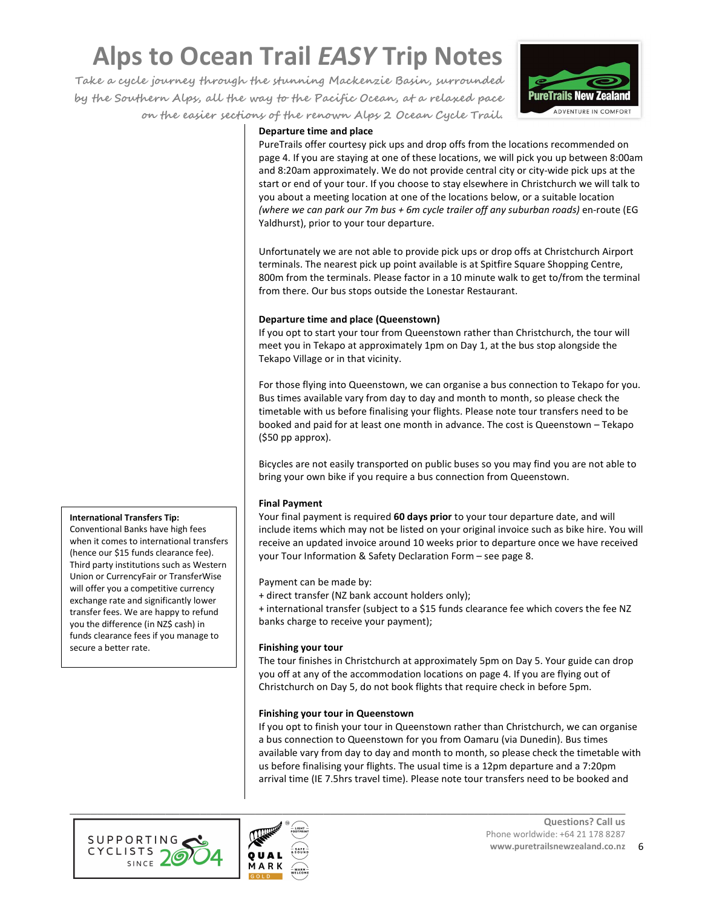# Alps to Ocean Trail *EASY* Trip Notes

Take a cycle journey through the stunning Mackenzie Basin, surrounded by the Southern Alps, all the way to the Pacific Ocean, at a relaxed pace on the easier sections of the renown Alps 2 Ocean Cycle Trail.

**Departure time and place**

PureTrails offer courtesy pick ups and drop offs from the locations recommended on page 4. If you are staying at one of these locations, we will pick you up between 8:00am and 8:20am approximately. We do not provide central city or city-wide pick ups at the start or end of your tour. If you choose to stay elsewhere in Christchurch we will talk to you about a meeting location at one of the locations below, or a suitable location *(where we can park our 7m bus + 6m cycle trailer off any suburban roads)* en-route (EG Yaldhurst), prior to your tour departure.

Unfortunately we are not able to provide pick ups or drop offs at Christchurch Airport terminals. The nearest pick up point available is at Spitfire Square Shopping Centre, 800m from the terminals. Please factor in a 10 minute walk to get to/from the terminal from there. Our bus stops outside the Lonestar Restaurant.

**Departure time and place (Queenstown)**

If you opt to start your tour from Queenstown rather than Christchurch, the tour will meet you in Tekapo at approximately 1pm on Day 1, at the bus stop alongside the Tekapo Village or in that vicinity.

For those flying into Queenstown, we can organise a bus connection to Tekapo for you. Bus times available vary from day to day and month to month, so please check the timetable with us before finalising your flights. Please note tour transfers need to be booked and paid for at least one month in advance. The cost is Queenstown – Tekapo ($50 pp approx).

Bicycles are not easily transported on public buses so you may find you are not able to bring your own bike if you require a bus connection from Queenstown.

**Final Payment**

Your final payment is required **60 days prior** to your tour departure date, and will include items which may not be listed on your original invoice such as bike hire. You will receive an updated invoice around 10 weeks prior to departure once we have received your Tour Information & Safety Declaration Form – see page 8.

Payment can be made by:

+ direct transfer (NZ bank account holders only);
+ international transfer (subject to a $15 funds clearance fee which covers the fee NZ banks charge to receive your payment);

**International Transfers Tip:**
Conventional Banks have high fees when it comes to international transfers (hence our $15 funds clearance fee). Third party institutions such as Western Union or CurrencyFair or TransferWise will offer you a competitive currency exchange rate and significantly lower transfer fees. We are happy to refund you the difference (in NZ$ cash) in funds clearance fees if you manage to secure a better rate.

**Finishing your tour**

The tour finishes in Christchurch at approximately 5pm on Day 5. Your guide can drop you off at any of the accommodation locations on page 4. If you are flying out of Christchurch on Day 5, do not book flights that require check in before 5pm.

**Finishing your tour in Queenstown**

If you opt to finish your tour in Queenstown rather than Christchurch, we can organise a bus connection to Queenstown for you from Oamaru (via Dunedin). Bus times available vary from day to day and month to month, so please check the timetable with us before finalising your flights. The usual time is a 12pm departure and a 7:20pm arrival time (IE 7.5hrs travel time). Please note tour transfers need to be booked and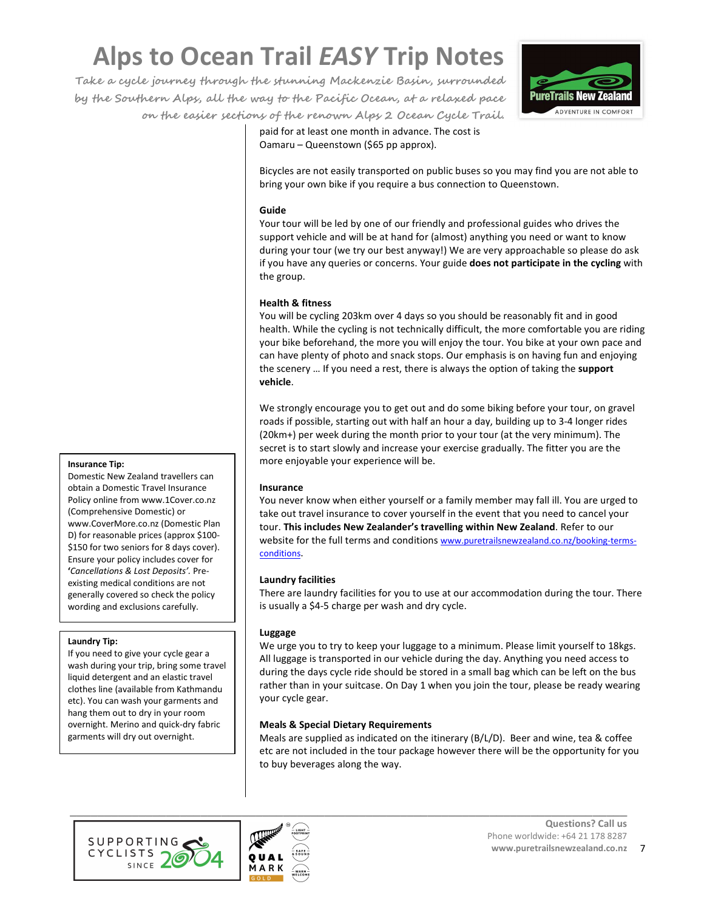paid for at least one month in advance. The cost is Oamaru – Queenstown ($65 pp approx).

Bicycles are not easily transported on public buses so you may find you are not able to bring your own bike if you require a bus connection to Queenstown.

**Guide**

Your tour will be led by one of our friendly and professional guides who drives the support vehicle and will be at hand for (almost) anything you need or want to know during your tour (we try our best anyway!) We are very approachable so please do ask if you have any queries or concerns. Your guide **does not participate in the cycling** with the group.

**Health & fitness**

You will be cycling 203km over 4 days so you should be reasonably fit and in good health. While the cycling is not technically difficult, the more comfortable you are riding your bike beforehand, the more you will enjoy the tour. You bike at your own pace and can have plenty of photo and snack stops. Our emphasis is on having fun and enjoying the scenery … If you need a rest, there is always the option of taking the **support vehicle**.

We strongly encourage you to get out and do some biking before your tour, on gravel roads if possible, starting out with half an hour a day, building up to 3-4 longer rides (20km+) per week during the month prior to your tour (at the very minimum). The secret is to start slowly and increase your exercise gradually. The fitter you are the more enjoyable your experience will be.

**Insurance**

You never know when either yourself or a family member may fall ill. You are urged to take out travel insurance to cover yourself in the event that you need to cancel your tour. **This includes New Zealander's travelling within New Zealand**. Refer to our website for the full terms and conditions www.puretrailsnewzealand.co.nz/booking-terms-conditions.

**Insurance Tip:**
Domestic New Zealand travellers can obtain a Domestic Travel Insurance Policy online from www.1Cover.co.nz (Comprehensive Domestic) or www.CoverMore.co.nz (Domestic Plan D) for reasonable prices (approx $100-$150 for two seniors for 8 days cover). Ensure your policy includes cover for '*Cancellations & Lost Deposits'*. Pre-existing medical conditions are not generally covered so check the policy wording and exclusions carefully.

**Laundry facilities**

There are laundry facilities for you to use at our accommodation during the tour. There is usually a $4-5 charge per wash and dry cycle.

**Laundry Tip:**
If you need to give your cycle gear a wash during your trip, bring some travel liquid detergent and an elastic travel clothes line (available from Kathmandu etc). You can wash your garments and hang them out to dry in your room overnight. Merino and quick-dry fabric garments will dry out overnight.

**Luggage**

We urge you to try to keep your luggage to a minimum. Please limit yourself to 18kgs. All luggage is transported in our vehicle during the day. Anything you need access to during the days cycle ride should be stored in a small bag which can be left on the bus rather than in your suitcase. On Day 1 when you join the tour, please be ready wearing your cycle gear.

**Meals & Special Dietary Requirements**

Meals are supplied as indicated on the itinerary (B/L/D). Beer and wine, tea & coffee etc are not included in the tour package however there will be the opportunity for you to buy beverages along the way.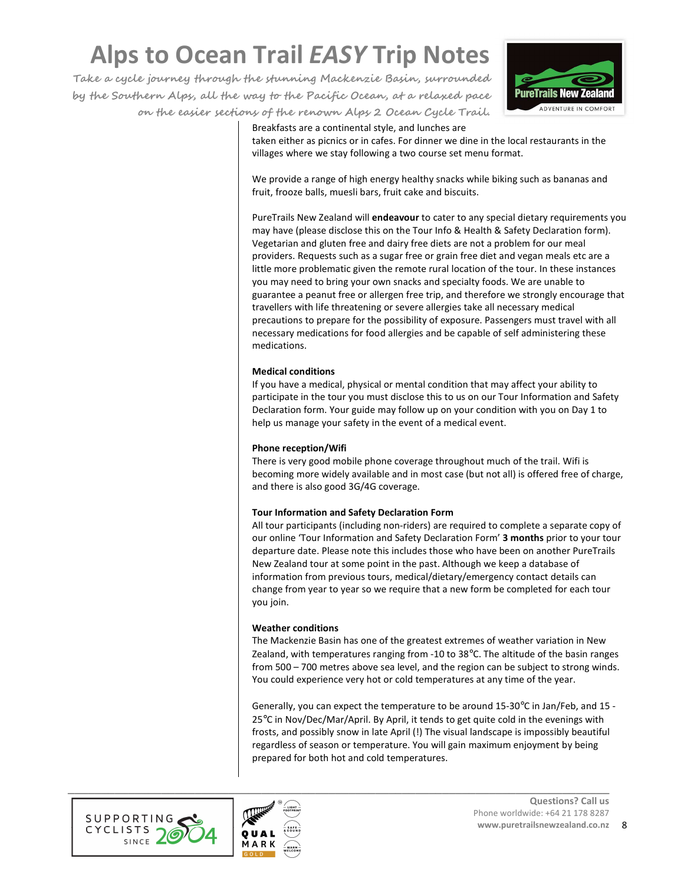Breakfasts are a continental style, and lunches are taken either as picnics or in cafes. For dinner we dine in the local restaurants in the villages where we stay following a two course set menu format.

We provide a range of high energy healthy snacks while biking such as bananas and fruit, frooze balls, muesli bars, fruit cake and biscuits.

PureTrails New Zealand will **endeavour** to cater to any special dietary requirements you may have (please disclose this on the Tour Info & Health & Safety Declaration form). Vegetarian and gluten free and dairy free diets are not a problem for our meal providers. Requests such as a sugar free or grain free diet and vegan meals etc are a little more problematic given the remote rural location of the tour. In these instances you may need to bring your own snacks and specialty foods. We are unable to guarantee a peanut free or allergen free trip, and therefore we strongly encourage that travellers with life threatening or severe allergies take all necessary medical precautions to prepare for the possibility of exposure. Passengers must travel with all necessary medications for food allergies and be capable of self administering these medications.

**Medical conditions**

If you have a medical, physical or mental condition that may affect your ability to participate in the tour you must disclose this to us on our Tour Information and Safety Declaration form. Your guide may follow up on your condition with you on Day 1 to help us manage your safety in the event of a medical event.

**Phone reception/Wifi**

There is very good mobile phone coverage throughout much of the trail. Wifi is becoming more widely available and in most case (but not all) is offered free of charge, and there is also good 3G/4G coverage.

**Tour Information and Safety Declaration Form**

All tour participants (including non-riders) are required to complete a separate copy of our online 'Tour Information and Safety Declaration Form' **3 months** prior to your tour departure date. Please note this includes those who have been on another PureTrails New Zealand tour at some point in the past. Although we keep a database of information from previous tours, medical/dietary/emergency contact details can change from year to year so we require that a new form be completed for each tour you join.

**Weather conditions**

The Mackenzie Basin has one of the greatest extremes of weather variation in New Zealand, with temperatures ranging from -10 to 38℃. The altitude of the basin ranges from 500 – 700 metres above sea level, and the region can be subject to strong winds. You could experience very hot or cold temperatures at any time of the year.

Generally, you can expect the temperature to be around 15-30℃ in Jan/Feb, and 15 - 25℃ in Nov/Dec/Mar/April. By April, it tends to get quite cold in the evenings with frosts, and possibly snow in late April (!) The visual landscape is impossibly beautiful regardless of season or temperature. You will gain maximum enjoyment by being prepared for both hot and cold temperatures.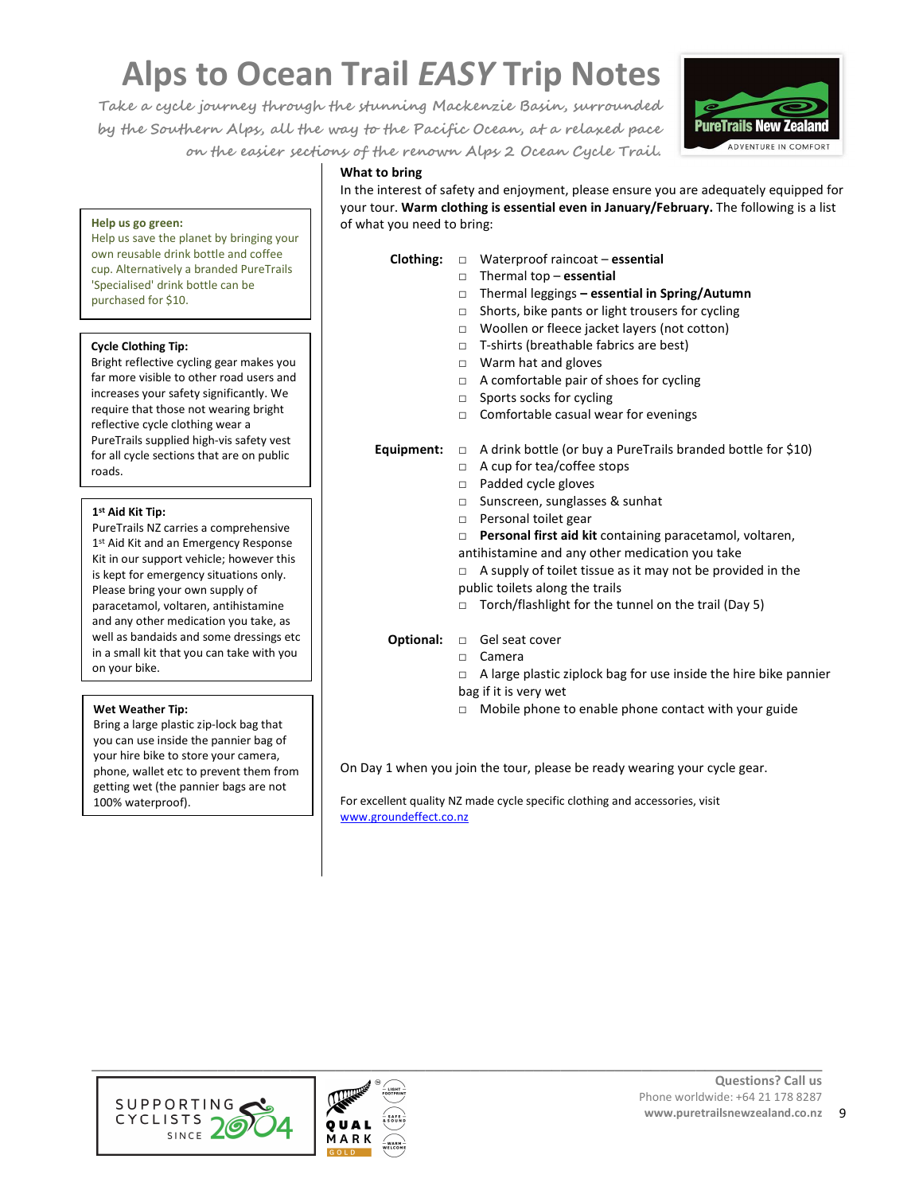# Alps to Ocean Trail *EASY* Trip Notes

*Take a cycle journey through the stunning Mackenzie Basin, surrounded by the Southern Alps, all the way to the Pacific Ocean, at a relaxed pace on the easier sections of the renown Alps 2 Ocean Cycle Trail.*

**Help us go green:**
Help us save the planet by bringing your own reusable drink bottle and coffee cup. Alternatively a branded PureTrails 'Specialised' drink bottle can be purchased for $10.

**Cycle Clothing Tip:**
Bright reflective cycling gear makes you far more visible to other road users and increases your safety significantly. We require that those not wearing bright reflective cycle clothing wear a PureTrails supplied high-vis safety vest for all cycle sections that are on public roads.

**1st Aid Kit Tip:**
PureTrails NZ carries a comprehensive 1st Aid Kit and an Emergency Response Kit in our support vehicle; however this is kept for emergency situations only. Please bring your own supply of paracetamol, voltaren, antihistamine and any other medication you take, as well as bandaids and some dressings etc in a small kit that you can take with you on your bike.

**Wet Weather Tip:**
Bring a large plastic zip-lock bag that you can use inside the pannier bag of your hire bike to store your camera, phone, wallet etc to prevent them from getting wet (the pannier bags are not 100% waterproof).

## What to bring

In the interest of safety and enjoyment, please ensure you are adequately equipped for your tour. **Warm clothing is essential even in January/February.** The following is a list of what you need to bring:

**Clothing:**
- □ Waterproof raincoat – **essential**
- □ Thermal top – **essential**
- □ Thermal leggings **– essential in Spring/Autumn**
- □ Shorts, bike pants or light trousers for cycling
- □ Woollen or fleece jacket layers (not cotton)
- □ T-shirts (breathable fabrics are best)
- □ Warm hat and gloves
- □ A comfortable pair of shoes for cycling
- □ Sports socks for cycling
- □ Comfortable casual wear for evenings

**Equipment:**
- □ A drink bottle (or buy a PureTrails branded bottle for $10)
- □ A cup for tea/coffee stops
- □ Padded cycle gloves
- □ Sunscreen, sunglasses & sunhat
- □ Personal toilet gear
- □ **Personal first aid kit** containing paracetamol, voltaren, antihistamine and any other medication you take
- □ A supply of toilet tissue as it may not be provided in the public toilets along the trails
- □ Torch/flashlight for the tunnel on the trail (Day 5)

**Optional:**
- □ Gel seat cover
- □ Camera
- □ A large plastic ziplock bag for use inside the hire bike pannier bag if it is very wet
- □ Mobile phone to enable phone contact with your guide

On Day 1 when you join the tour, please be ready wearing your cycle gear.

For excellent quality NZ made cycle specific clothing and accessories, visit [www.groundeffect.co.nz](http://www.groundeffect.co.nz)

**Questions? Call us**
Phone worldwide: +64 21 178 8287
**www.puretrailsnewzealand.co.nz**